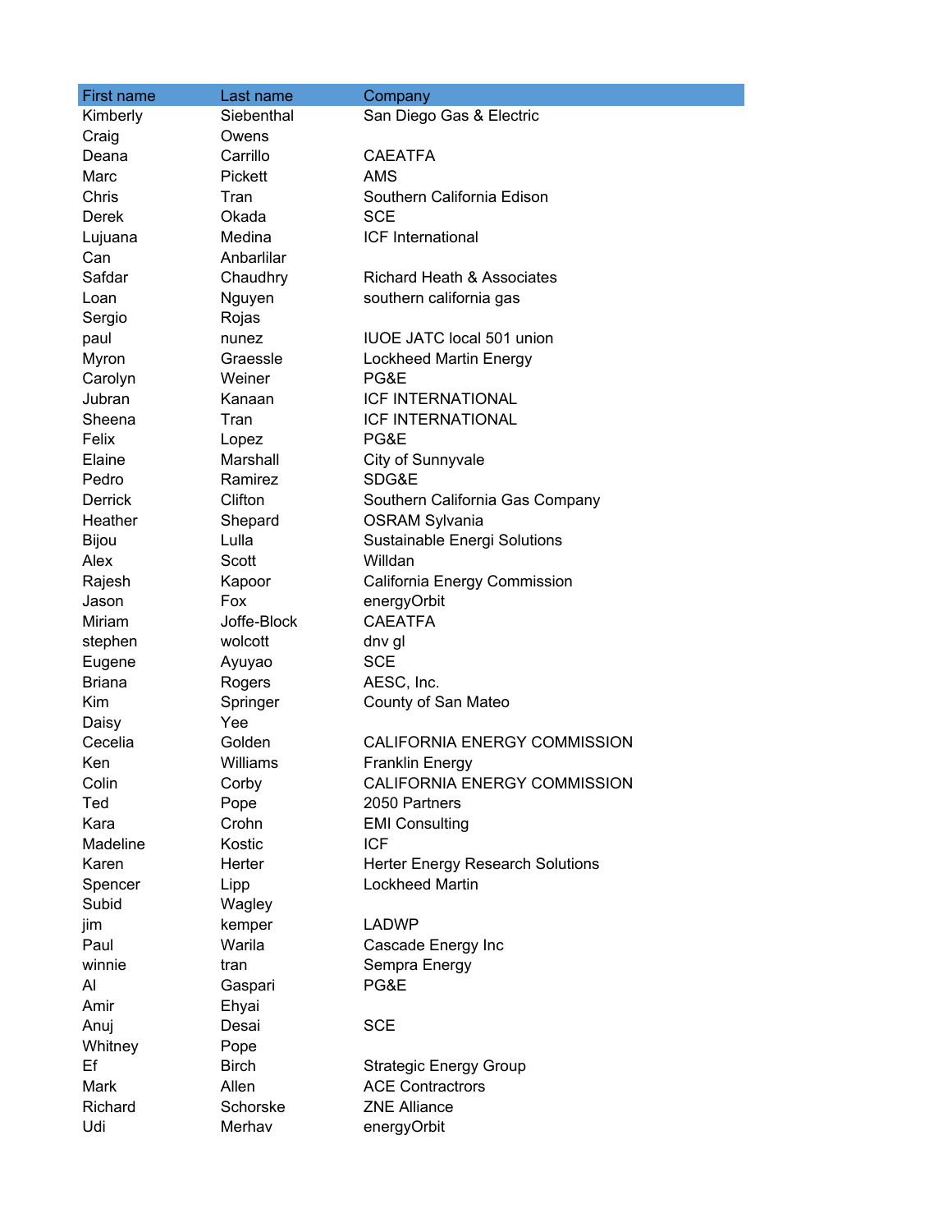| First name | Last name | Company |
| --- | --- | --- |
| Kimberly | Siebenthal | San Diego Gas & Electric |
| Craig | Owens | |
| Deana | Carrillo | CAEATFA |
| Marc | Pickett | AMS |
| Chris | Tran | Southern California Edison |
| Derek | Okada | SCE |
| Lujuana | Medina | ICF International |
| Can | Anbarlilar | |
| Safdar | Chaudhry | Richard Heath & Associates |
| Loan | Nguyen | southern california gas |
| Sergio | Rojas | |
| paul | nunez | IUOE JATC local 501 union |
| Myron | Graessle | Lockheed Martin Energy |
| Carolyn | Weiner | PG&E |
| Jubran | Kanaan | ICF INTERNATIONAL |
| Sheena | Tran | ICF INTERNATIONAL |
| Felix | Lopez | PG&E |
| Elaine | Marshall | City of Sunnyvale |
| Pedro | Ramirez | SDG&E |
| Derrick | Clifton | Southern California Gas Company |
| Heather | Shepard | OSRAM Sylvania |
| Bijou | Lulla | Sustainable Energi Solutions |
| Alex | Scott | Willdan |
| Rajesh | Kapoor | California Energy Commission |
| Jason | Fox | energyOrbit |
| Miriam | Joffe-Block | CAEATFA |
| stephen | wolcott | dnv gl |
| Eugene | Ayuyao | SCE |
| Briana | Rogers | AESC, Inc. |
| Kim | Springer | County of San Mateo |
| Daisy | Yee | |
| Cecelia | Golden | CALIFORNIA ENERGY COMMISSION |
| Ken | Williams | Franklin Energy |
| Colin | Corby | CALIFORNIA ENERGY COMMISSION |
| Ted | Pope | 2050 Partners |
| Kara | Crohn | EMI Consulting |
| Madeline | Kostic | ICF |
| Karen | Herter | Herter Energy Research Solutions |
| Spencer | Lipp | Lockheed Martin |
| Subid | Wagley | |
| jim | kemper | LADWP |
| Paul | Warila | Cascade Energy Inc |
| winnie | tran | Sempra Energy |
| Al | Gaspari | PG&E |
| Amir | Ehyai | |
| Anuj | Desai | SCE |
| Whitney | Pope | |
| Ef | Birch | Strategic Energy Group |
| Mark | Allen | ACE Contractrors |
| Richard | Schorske | ZNE Alliance |
| Udi | Merhav | energyOrbit |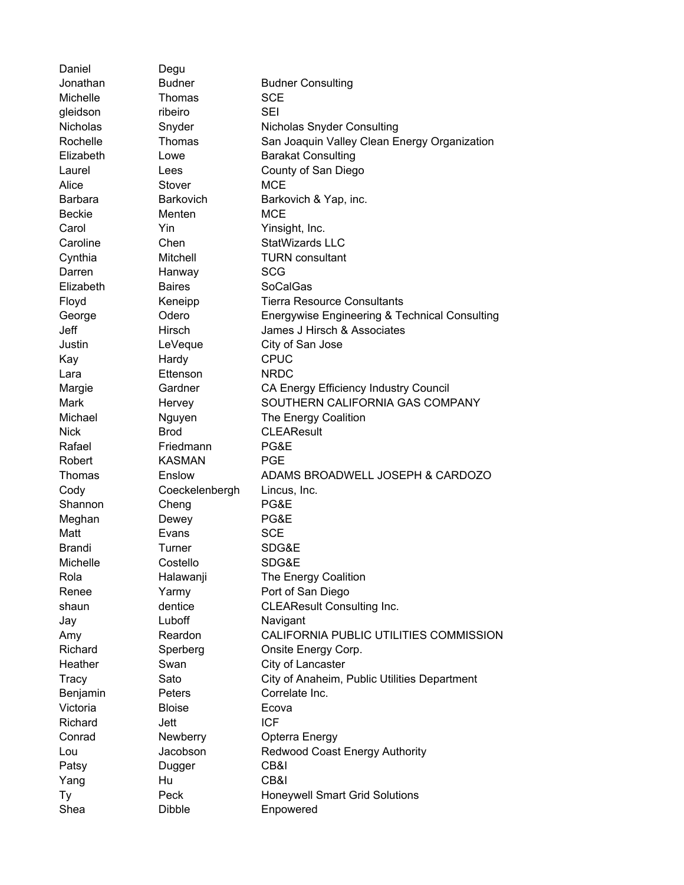| | | |
|---|---|---|
| Daniel | Degu | |
| Jonathan | Budner | Budner Consulting |
| Michelle | Thomas | SCE |
| gleidson | ribeiro | SEI |
| Nicholas | Snyder | Nicholas Snyder Consulting |
| Rochelle | Thomas | San Joaquin Valley Clean Energy Organization |
| Elizabeth | Lowe | Barakat Consulting |
| Laurel | Lees | County of San Diego |
| Alice | Stover | MCE |
| Barbara | Barkovich | Barkovich & Yap, inc. |
| Beckie | Menten | MCE |
| Carol | Yin | Yinsight, Inc. |
| Caroline | Chen | StatWizards LLC |
| Cynthia | Mitchell | TURN consultant |
| Darren | Hanway | SCG |
| Elizabeth | Baires | SoCalGas |
| Floyd | Keneipp | Tierra Resource Consultants |
| George | Odero | Energywise Engineering & Technical Consulting |
| Jeff | Hirsch | James J Hirsch & Associates |
| Justin | LeVeque | City of San Jose |
| Kay | Hardy | CPUC |
| Lara | Ettenson | NRDC |
| Margie | Gardner | CA Energy Efficiency Industry Council |
| Mark | Hervey | SOUTHERN CALIFORNIA GAS COMPANY |
| Michael | Nguyen | The Energy Coalition |
| Nick | Brod | CLEAResult |
| Rafael | Friedmann | PG&E |
| Robert | KASMAN | PGE |
| Thomas | Enslow | ADAMS BROADWELL JOSEPH & CARDOZO |
| Cody | Coeckelenbergh | Lincus, Inc. |
| Shannon | Cheng | PG&E |
| Meghan | Dewey | PG&E |
| Matt | Evans | SCE |
| Brandi | Turner | SDG&E |
| Michelle | Costello | SDG&E |
| Rola | Halawanji | The Energy Coalition |
| Renee | Yarmy | Port of San Diego |
| shaun | dentice | CLEAResult Consulting Inc. |
| Jay | Luboff | Navigant |
| Amy | Reardon | CALIFORNIA PUBLIC UTILITIES COMMISSION |
| Richard | Sperberg | Onsite Energy Corp. |
| Heather | Swan | City of Lancaster |
| Tracy | Sato | City of Anaheim, Public Utilities Department |
| Benjamin | Peters | Correlate Inc. |
| Victoria | Bloise | Ecova |
| Richard | Jett | ICF |
| Conrad | Newberry | Opterra Energy |
| Lou | Jacobson | Redwood Coast Energy Authority |
| Patsy | Dugger | CB&I |
| Yang | Hu | CB&I |
| Ty | Peck | Honeywell Smart Grid Solutions |
| Shea | Dibble | Enpowered |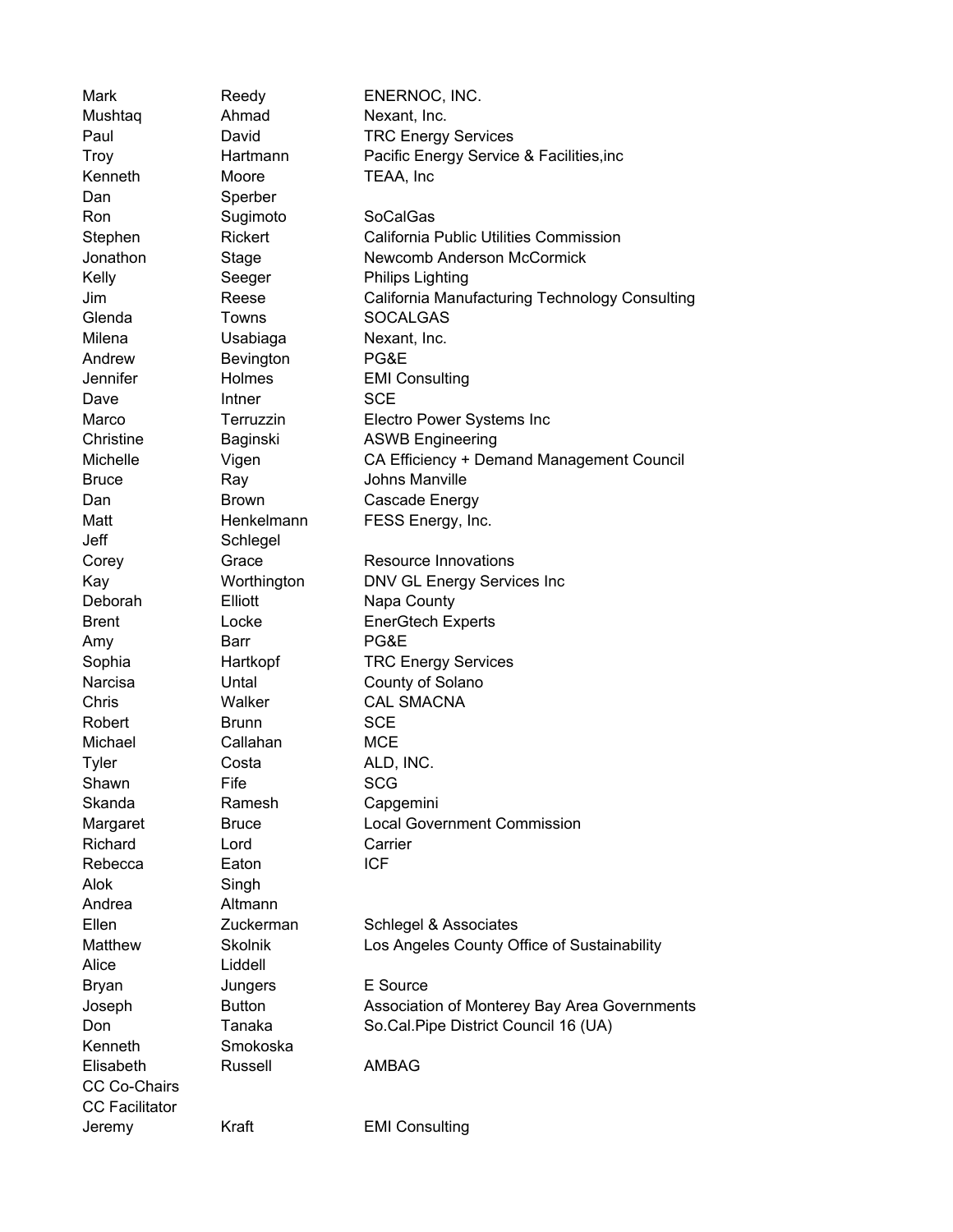| | | |
|---|---|---|
| Mark | Reedy | ENERNOC, INC. |
| Mushtaq | Ahmad | Nexant, Inc. |
| Paul | David | TRC Energy Services |
| Troy | Hartmann | Pacific Energy Service & Facilities,inc |
| Kenneth | Moore | TEAA, Inc |
| Dan | Sperber | |
| Ron | Sugimoto | SoCalGas |
| Stephen | Rickert | California Public Utilities Commission |
| Jonathon | Stage | Newcomb Anderson McCormick |
| Kelly | Seeger | Philips Lighting |
| Jim | Reese | California Manufacturing Technology Consulting |
| Glenda | Towns | SOCALGAS |
| Milena | Usabiaga | Nexant, Inc. |
| Andrew | Bevington | PG&E |
| Jennifer | Holmes | EMI Consulting |
| Dave | Intner | SCE |
| Marco | Terruzzin | Electro Power Systems Inc |
| Christine | Baginski | ASWB Engineering |
| Michelle | Vigen | CA Efficiency + Demand Management Council |
| Bruce | Ray | Johns Manville |
| Dan | Brown | Cascade Energy |
| Matt | Henkelmann | FESS Energy, Inc. |
| Jeff | Schlegel | |
| Corey | Grace | Resource Innovations |
| Kay | Worthington | DNV GL Energy Services Inc |
| Deborah | Elliott | Napa County |
| Brent | Locke | EnerGtech Experts |
| Amy | Barr | PG&E |
| Sophia | Hartkopf | TRC Energy Services |
| Narcisa | Untal | County of Solano |
| Chris | Walker | CAL SMACNA |
| Robert | Brunn | SCE |
| Michael | Callahan | MCE |
| Tyler | Costa | ALD, INC. |
| Shawn | Fife | SCG |
| Skanda | Ramesh | Capgemini |
| Margaret | Bruce | Local Government Commission |
| Richard | Lord | Carrier |
| Rebecca | Eaton | ICF |
| Alok | Singh | |
| Andrea | Altmann | |
| Ellen | Zuckerman | Schlegel & Associates |
| Matthew | Skolnik | Los Angeles County Office of Sustainability |
| Alice | Liddell | |
| Bryan | Jungers | E Source |
| Joseph | Button | Association of Monterey Bay Area Governments |
| Don | Tanaka | So.Cal.Pipe District Council 16 (UA) |
| Kenneth | Smokoska | |
| Elisabeth | Russell | AMBAG |
| CC Co-Chairs | | |
| CC Facilitator | | |
| Jeremy | Kraft | EMI Consulting |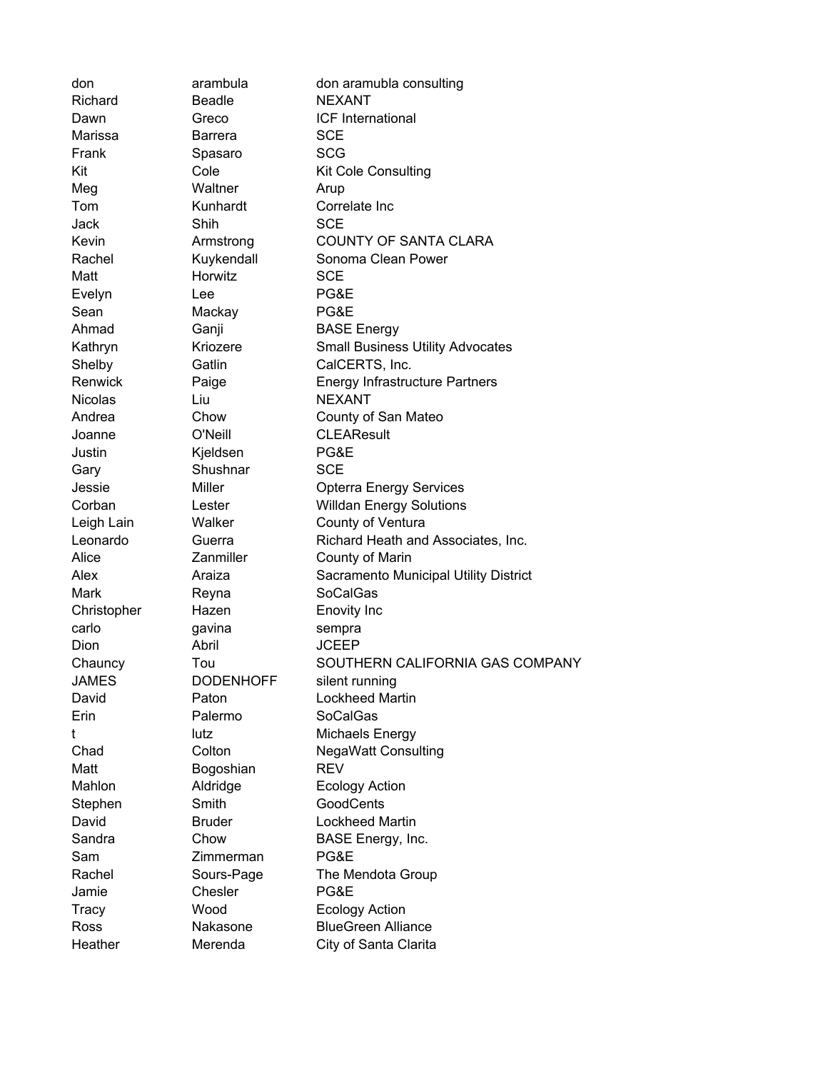| | | |
|---|---|---|
| don | arambula | don aramubla consulting |
| Richard | Beadle | NEXANT |
| Dawn | Greco | ICF International |
| Marissa | Barrera | SCE |
| Frank | Spasaro | SCG |
| Kit | Cole | Kit Cole Consulting |
| Meg | Waltner | Arup |
| Tom | Kunhardt | Correlate Inc |
| Jack | Shih | SCE |
| Kevin | Armstrong | COUNTY OF SANTA CLARA |
| Rachel | Kuykendall | Sonoma Clean Power |
| Matt | Horwitz | SCE |
| Evelyn | Lee | PG&E |
| Sean | Mackay | PG&E |
| Ahmad | Ganji | BASE Energy |
| Kathryn | Kriozere | Small Business Utility Advocates |
| Shelby | Gatlin | CalCERTS, Inc. |
| Renwick | Paige | Energy Infrastructure Partners |
| Nicolas | Liu | NEXANT |
| Andrea | Chow | County of San Mateo |
| Joanne | O'Neill | CLEAResult |
| Justin | Kjeldsen | PG&E |
| Gary | Shushnar | SCE |
| Jessie | Miller | Opterra Energy Services |
| Corban | Lester | Willdan Energy Solutions |
| Leigh Lain | Walker | County of Ventura |
| Leonardo | Guerra | Richard Heath and Associates, Inc. |
| Alice | Zanmiller | County of Marin |
| Alex | Araiza | Sacramento Municipal Utility District |
| Mark | Reyna | SoCalGas |
| Christopher | Hazen | Enovity Inc |
| carlo | gavina | sempra |
| Dion | Abril | JCEEP |
| Chauncy | Tou | SOUTHERN CALIFORNIA GAS COMPANY |
| JAMES | DODENHOFF | silent running |
| David | Paton | Lockheed Martin |
| Erin | Palermo | SoCalGas |
| t | lutz | Michaels Energy |
| Chad | Colton | NegaWatt Consulting |
| Matt | Bogoshian | REV |
| Mahlon | Aldridge | Ecology Action |
| Stephen | Smith | GoodCents |
| David | Bruder | Lockheed Martin |
| Sandra | Chow | BASE Energy, Inc. |
| Sam | Zimmerman | PG&E |
| Rachel | Sours-Page | The Mendota Group |
| Jamie | Chesler | PG&E |
| Tracy | Wood | Ecology Action |
| Ross | Nakasone | BlueGreen Alliance |
| Heather | Merenda | City of Santa Clarita |